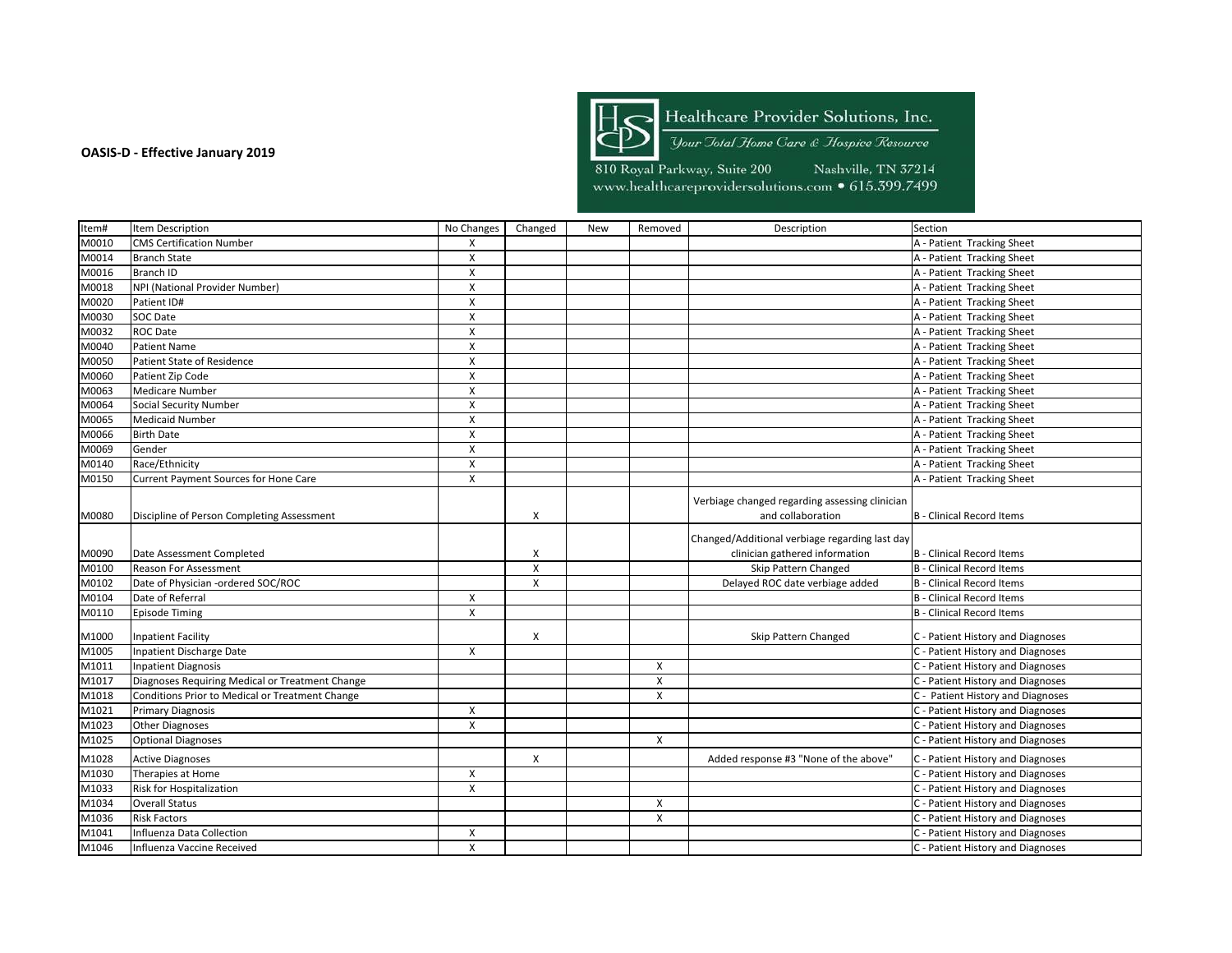**OASIS-D - Effective January 2019**

Healthcare Provider Solutions, Inc.
*Your Total Home Care & Hospice Resource*
810 Royal Parkway, Suite 200 Nashville, TN 37214
www.healthcareprovidersolutions.com • 615.399.7499

| Item# | Item Description | No Changes | Changed | New | Removed | Description | Section |
|---|---|---|---|---|---|---|---|
| M0010 | CMS Certification Number | X | | | | | A - Patient Tracking Sheet |
| M0014 | Branch State | X | | | | | A - Patient Tracking Sheet |
| M0016 | Branch ID | X | | | | | A - Patient Tracking Sheet |
| M0018 | NPI (National Provider Number) | X | | | | | A - Patient Tracking Sheet |
| M0020 | Patient ID# | X | | | | | A - Patient Tracking Sheet |
| M0030 | SOC Date | X | | | | | A - Patient Tracking Sheet |
| M0032 | ROC Date | X | | | | | A - Patient Tracking Sheet |
| M0040 | Patient Name | X | | | | | A - Patient Tracking Sheet |
| M0050 | Patient State of Residence | X | | | | | A - Patient Tracking Sheet |
| M0060 | Patient Zip Code | X | | | | | A - Patient Tracking Sheet |
| M0063 | Medicare Number | X | | | | | A - Patient Tracking Sheet |
| M0064 | Social Security Number | X | | | | | A - Patient Tracking Sheet |
| M0065 | Medicaid Number | X | | | | | A - Patient Tracking Sheet |
| M0066 | Birth Date | X | | | | | A - Patient Tracking Sheet |
| M0069 | Gender | X | | | | | A - Patient Tracking Sheet |
| M0140 | Race/Ethnicity | X | | | | | A - Patient Tracking Sheet |
| M0150 | Current Payment Sources for Hone Care | X | | | | | A - Patient Tracking Sheet |
| M0080 | Discipline of Person Completing Assessment | | X | | | Verbiage changed regarding assessing clinician and collaboration | B - Clinical Record Items |
| M0090 | Date Assessment Completed | | X | | | Changed/Additional verbiage regarding last day clinician gathered information | B - Clinical Record Items |
| M0100 | Reason For Assessment | | X | | | Skip Pattern Changed | B - Clinical Record Items |
| M0102 | Date of Physician -ordered SOC/ROC | | X | | | Delayed ROC date verbiage added | B - Clinical Record Items |
| M0104 | Date of Referral | X | | | | | B - Clinical Record Items |
| M0110 | Episode Timing | X | | | | | B - Clinical Record Items |
| M1000 | Inpatient Facility | | X | | | Skip Pattern Changed | C - Patient History and Diagnoses |
| M1005 | Inpatient Discharge Date | X | | | | | C - Patient History and Diagnoses |
| M1011 | Inpatient Diagnosis | | | | X | | C - Patient History and Diagnoses |
| M1017 | Diagnoses Requiring Medical or Treatment Change | | | | X | | C - Patient History and Diagnoses |
| M1018 | Conditions Prior to Medical or Treatment Change | | | | X | | C - Patient History and Diagnoses |
| M1021 | Primary Diagnosis | X | | | | | C - Patient History and Diagnoses |
| M1023 | Other Diagnoses | X | | | | | C - Patient History and Diagnoses |
| M1025 | Optional Diagnoses | | | | X | | C - Patient History and Diagnoses |
| M1028 | Active Diagnoses | | X | | | Added response #3 "None of the above" | C - Patient History and Diagnoses |
| M1030 | Therapies at Home | X | | | | | C - Patient History and Diagnoses |
| M1033 | Risk for Hospitalization | X | | | | | C - Patient History and Diagnoses |
| M1034 | Overall Status | | | | X | | C - Patient History and Diagnoses |
| M1036 | Risk Factors | | | | X | | C - Patient History and Diagnoses |
| M1041 | Influenza Data Collection | X | | | | | C - Patient History and Diagnoses |
| M1046 | Influenza Vaccine Received | X | | | | | C - Patient History and Diagnoses |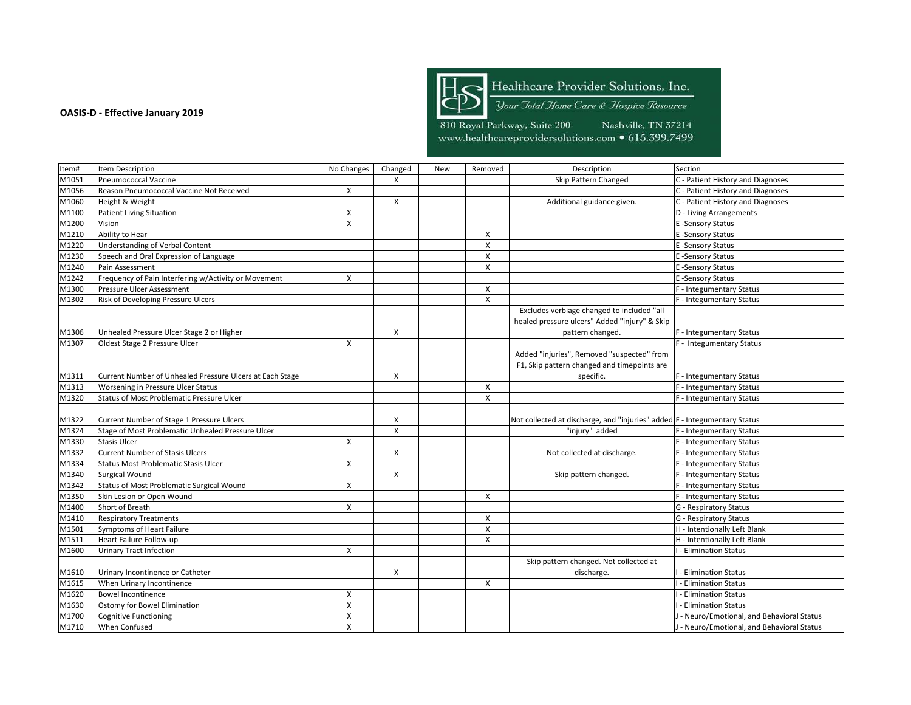**OASIS-D - Effective January 2019**

Healthcare Provider Solutions, Inc.

*Your Total Home Care & Hospice Resource*

810 Royal Parkway, Suite 200 Nashville, TN 37214
www.healthcareprovidersolutions.com • 615.399.7499

| Item# | Item Description | No Changes | Changed | New | Removed | Description | Section |
|---|---|---|---|---|---|---|---|
| M1051 | Pneumococcal Vaccine | | X | | | Skip Pattern Changed | C - Patient History and Diagnoses |
| M1056 | Reason Pneumococcal Vaccine Not Received | X | | | | | C - Patient History and Diagnoses |
| M1060 | Height & Weight | | X | | | Additional guidance given. | C - Patient History and Diagnoses |
| M1100 | Patient Living Situation | X | | | | | D - Living Arrangements |
| M1200 | Vision | X | | | | | E -Sensory Status |
| M1210 | Ability to Hear | | | | X | | E -Sensory Status |
| M1220 | Understanding of Verbal Content | | | | X | | E -Sensory Status |
| M1230 | Speech and Oral Expression of Language | | | | X | | E -Sensory Status |
| M1240 | Pain Assessment | | | | X | | E -Sensory Status |
| M1242 | Frequency of Pain Interfering w/Activity or Movement | X | | | | | E -Sensory Status |
| M1300 | Pressure Ulcer Assessment | | | | X | | F - Integumentary Status |
| M1302 | Risk of Developing Pressure Ulcers | | | | X | | F - Integumentary Status |
| M1306 | Unhealed Pressure Ulcer Stage 2 or Higher | | X | | | Excludes verbiage changed to included "all healed pressure ulcers" Added "injury" & Skip pattern changed. | F - Integumentary Status |
| M1307 | Oldest Stage 2 Pressure Ulcer | X | | | | | F - Integumentary Status |
| M1311 | Current Number of Unhealed Pressure Ulcers at Each Stage | | X | | | Added "injuries", Removed "suspected" from F1, Skip pattern changed and timepoints are specific. | F - Integumentary Status |
| M1313 | Worsening in Pressure Ulcer Status | | | | X | | F - Integumentary Status |
| M1320 | Status of Most Problematic Pressure Ulcer | | | | X | | F - Integumentary Status |
| M1322 | Current Number of Stage 1 Pressure Ulcers | | X | | | Not collected at discharge, and "injuries" added | F - Integumentary Status |
| M1324 | Stage of Most Problematic Unhealed Pressure Ulcer | | X | | | "injury" added | F - Integumentary Status |
| M1330 | Stasis Ulcer | X | | | | | F - Integumentary Status |
| M1332 | Current Number of Stasis Ulcers | | X | | | Not collected at discharge. | F - Integumentary Status |
| M1334 | Status Most Problematic Stasis Ulcer | X | | | | | F - Integumentary Status |
| M1340 | Surgical Wound | | X | | | Skip pattern changed. | F - Integumentary Status |
| M1342 | Status of Most Problematic Surgical Wound | X | | | | | F - Integumentary Status |
| M1350 | Skin Lesion or Open Wound | | | | X | | F - Integumentary Status |
| M1400 | Short of Breath | X | | | | | G - Respiratory Status |
| M1410 | Respiratory Treatments | | | | X | | G - Respiratory Status |
| M1501 | Symptoms of Heart Failure | | | | X | | H - Intentionally Left Blank |
| M1511 | Heart Failure Follow-up | | | | X | | H - Intentionally Left Blank |
| M1600 | Urinary Tract Infection | X | | | | | I - Elimination Status |
| M1610 | Urinary Incontinence or Catheter | | X | | | Skip pattern changed. Not collected at discharge. | I - Elimination Status |
| M1615 | When Urinary Incontinence | | | | X | | I - Elimination Status |
| M1620 | Bowel Incontinence | X | | | | | I - Elimination Status |
| M1630 | Ostomy for Bowel Elimination | X | | | | | I - Elimination Status |
| M1700 | Cognitive Functioning | X | | | | | J - Neuro/Emotional, and Behavioral Status |
| M1710 | When Confused | X | | | | | J - Neuro/Emotional, and Behavioral Status |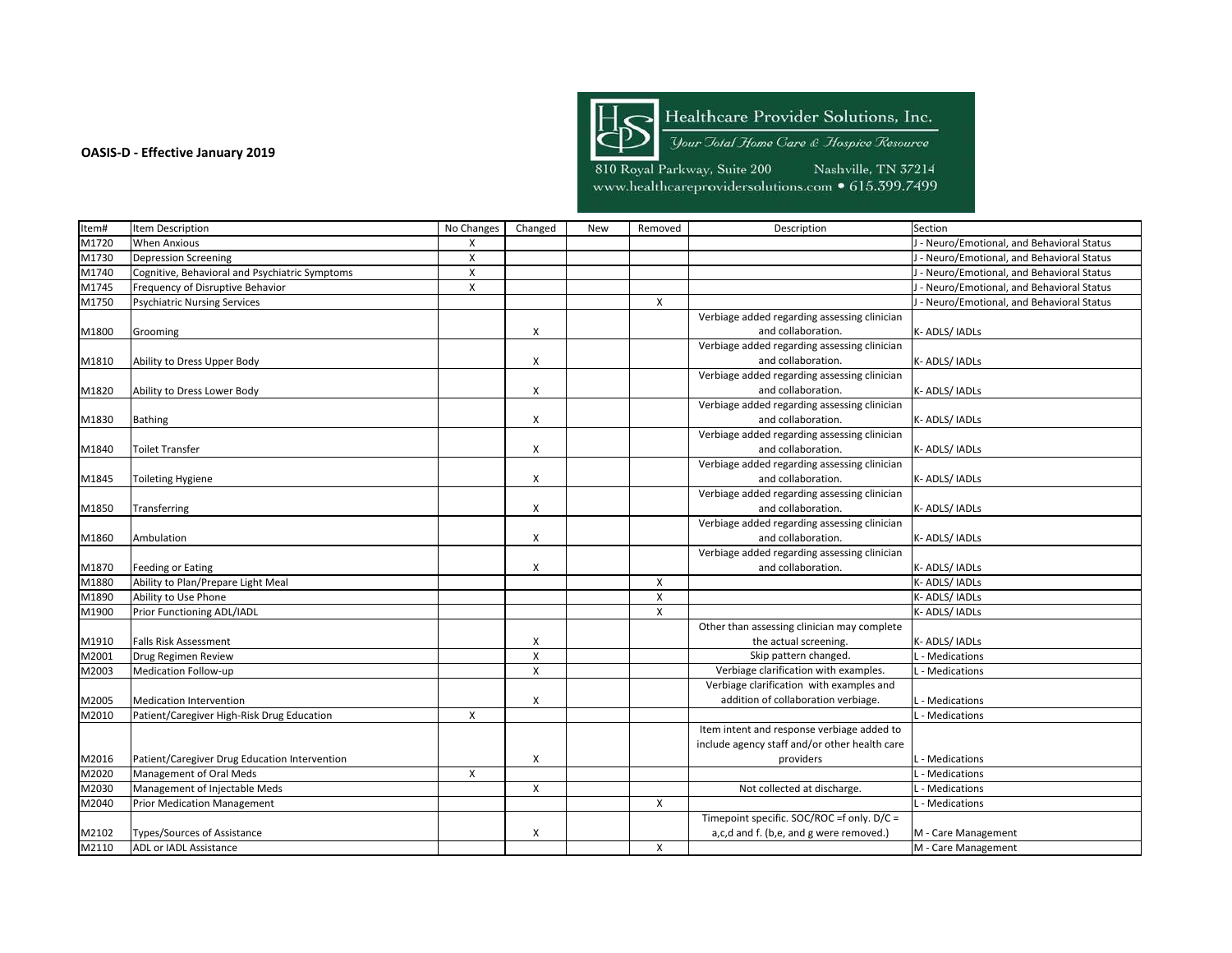**OASIS-D - Effective January 2019**

Healthcare Provider Solutions, Inc.

*Your Total Home Care & Hospice Resource*

810 Royal Parkway, Suite 200 Nashville, TN 37214
www.healthcareprovidersolutions.com • 615.399.7499

| Item# | Item Description | No Changes | Changed | New | Removed | Description | Section |
|---|---|---|---|---|---|---|---|
| M1720 | When Anxious | X | | | | | J - Neuro/Emotional, and Behavioral Status |
| M1730 | Depression Screening | X | | | | | J - Neuro/Emotional, and Behavioral Status |
| M1740 | Cognitive, Behavioral and Psychiatric Symptoms | X | | | | | J - Neuro/Emotional, and Behavioral Status |
| M1745 | Frequency of Disruptive Behavior | X | | | | | J - Neuro/Emotional, and Behavioral Status |
| M1750 | Psychiatric Nursing Services | | | | X | | J - Neuro/Emotional, and Behavioral Status |
| M1800 | Grooming | | X | | | Verbiage added regarding assessing clinician and collaboration. | K- ADLS/ IADLs |
| M1810 | Ability to Dress Upper Body | | X | | | Verbiage added regarding assessing clinician and collaboration. | K- ADLS/ IADLs |
| M1820 | Ability to Dress Lower Body | | X | | | Verbiage added regarding assessing clinician and collaboration. | K- ADLS/ IADLs |
| M1830 | Bathing | | X | | | Verbiage added regarding assessing clinician and collaboration. | K- ADLS/ IADLs |
| M1840 | Toilet Transfer | | X | | | Verbiage added regarding assessing clinician and collaboration. | K- ADLS/ IADLs |
| M1845 | Toileting Hygiene | | X | | | Verbiage added regarding assessing clinician and collaboration. | K- ADLS/ IADLs |
| M1850 | Transferring | | X | | | Verbiage added regarding assessing clinician and collaboration. | K- ADLS/ IADLs |
| M1860 | Ambulation | | X | | | Verbiage added regarding assessing clinician and collaboration. | K- ADLS/ IADLs |
| M1870 | Feeding or Eating | | X | | | Verbiage added regarding assessing clinician and collaboration. | K- ADLS/ IADLs |
| M1880 | Ability to Plan/Prepare Light Meal | | | | X | | K- ADLS/ IADLs |
| M1890 | Ability to Use Phone | | | | X | | K- ADLS/ IADLs |
| M1900 | Prior Functioning ADL/IADL | | | | X | | K- ADLS/ IADLs |
| M1910 | Falls Risk Assessment | | X | | | Other than assessing clinician may complete the actual screening. | K- ADLS/ IADLs |
| M2001 | Drug Regimen Review | | X | | | Skip pattern changed. | L - Medications |
| M2003 | Medication Follow-up | | X | | | Verbiage clarification with examples. | L - Medications |
| M2005 | Medication Intervention | | X | | | Verbiage clarification with examples and addition of collaboration verbiage. | L - Medications |
| M2010 | Patient/Caregiver High-Risk Drug Education | X | | | | | L - Medications |
| M2016 | Patient/Caregiver Drug Education Intervention | | X | | | Item intent and response verbiage added to include agency staff and/or other health care providers | L - Medications |
| M2020 | Management of Oral Meds | X | | | | | L - Medications |
| M2030 | Management of Injectable Meds | | X | | | Not collected at discharge. | L - Medications |
| M2040 | Prior Medication Management | | | | X | | L - Medications |
| M2102 | Types/Sources of Assistance | | X | | | Timepoint specific. SOC/ROC =f only. D/C = a,c,d and f. (b,e, and g were removed.) | M - Care Management |
| M2110 | ADL or IADL Assistance | | | | X | | M - Care Management |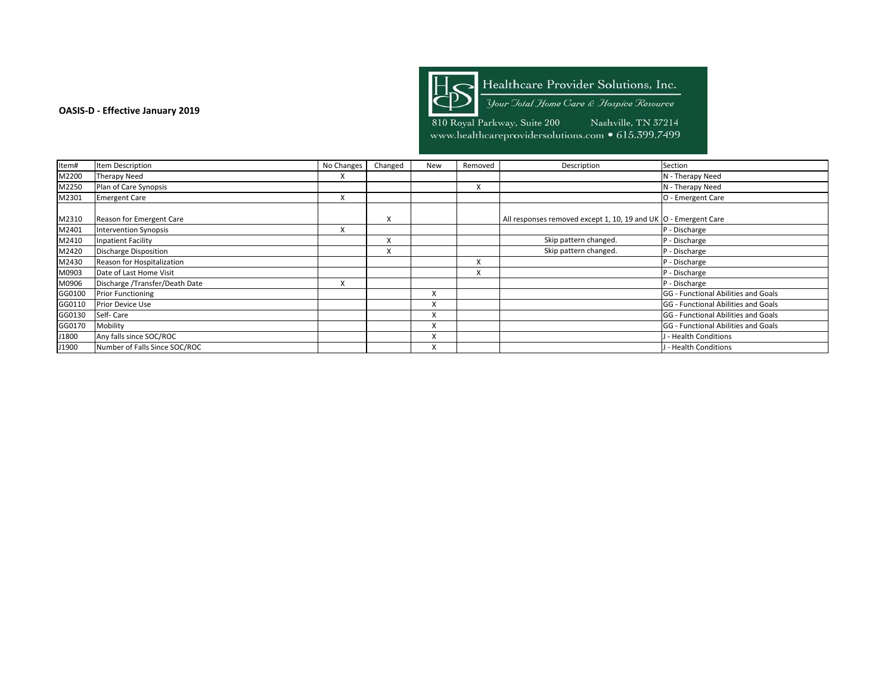**OASIS-D - Effective January 2019**

Healthcare Provider Solutions, Inc.

*Your Total Home Care & Hospice Resource*

810 Royal Parkway, Suite 200 Nashville, TN 37214
www.healthcareprovidersolutions.com • 615.399.7499

| Item# | Item Description | No Changes | Changed | New | Removed | Description | Section |
|---|---|---|---|---|---|---|---|
| M2200 | Therapy Need | X | | | | | N - Therapy Need |
| M2250 | Plan of Care Synopsis | | | | X | | N - Therapy Need |
| M2301 | Emergent Care | X | | | | | O - Emergent Care |
| M2310 | Reason for Emergent Care | | X | | | All responses removed except 1, 10, 19 and UK | O - Emergent Care |
| M2401 | Intervention Synopsis | X | | | | | P - Discharge |
| M2410 | Inpatient Facility | | X | | | Skip pattern changed. | P - Discharge |
| M2420 | Discharge Disposition | | X | | | Skip pattern changed. | P - Discharge |
| M2430 | Reason for Hospitalization | | | | X | | P - Discharge |
| M0903 | Date of Last Home Visit | | | | X | | P - Discharge |
| M0906 | Discharge /Transfer/Death Date | X | | | | | P - Discharge |
| GG0100 | Prior Functioning | | | X | | | GG - Functional Abilities and Goals |
| GG0110 | Prior Device Use | | | X | | | GG - Functional Abilities and Goals |
| GG0130 | Self- Care | | | X | | | GG - Functional Abilities and Goals |
| GG0170 | Mobility | | | X | | | GG - Functional Abilities and Goals |
| J1800 | Any falls since SOC/ROC | | | X | | | J - Health Conditions |
| J1900 | Number of Falls Since SOC/ROC | | | X | | | J - Health Conditions |